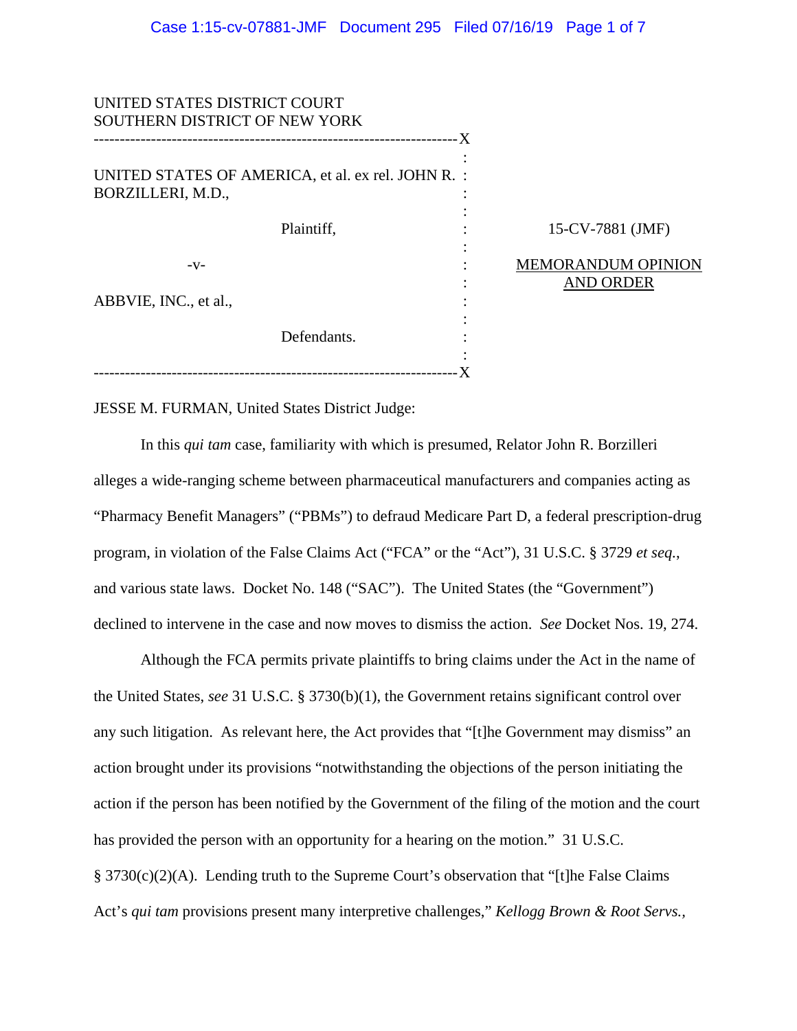UNITED STATES DISTRICT COURT
SOUTHERN DISTRICT OF NEW YORK

UNITED STATES OF AMERICA, et al. ex rel. JOHN R. BORZILLERI, M.D.,

Plaintiff,

-v-

ABBVIE, INC., et al.,

Defendants.

15-CV-7881 (JMF)

MEMORANDUM OPINION AND ORDER

JESSE M. FURMAN, United States District Judge:

In this *qui tam* case, familiarity with which is presumed, Relator John R. Borzilleri alleges a wide-ranging scheme between pharmaceutical manufacturers and companies acting as "Pharmacy Benefit Managers" ("PBMs") to defraud Medicare Part D, a federal prescription-drug program, in violation of the False Claims Act ("FCA" or the "Act"), 31 U.S.C. § 3729 *et seq.*, and various state laws. Docket No. 148 ("SAC"). The United States (the "Government") declined to intervene in the case and now moves to dismiss the action. *See* Docket Nos. 19, 274.

Although the FCA permits private plaintiffs to bring claims under the Act in the name of the United States, *see* 31 U.S.C. § 3730(b)(1), the Government retains significant control over any such litigation. As relevant here, the Act provides that "[t]he Government may dismiss" an action brought under its provisions "notwithstanding the objections of the person initiating the action if the person has been notified by the Government of the filing of the motion and the court has provided the person with an opportunity for a hearing on the motion." 31 U.S.C. § 3730(c)(2)(A). Lending truth to the Supreme Court's observation that "[t]he False Claims Act's *qui tam* provisions present many interpretive challenges," *Kellogg Brown & Root Servs.,*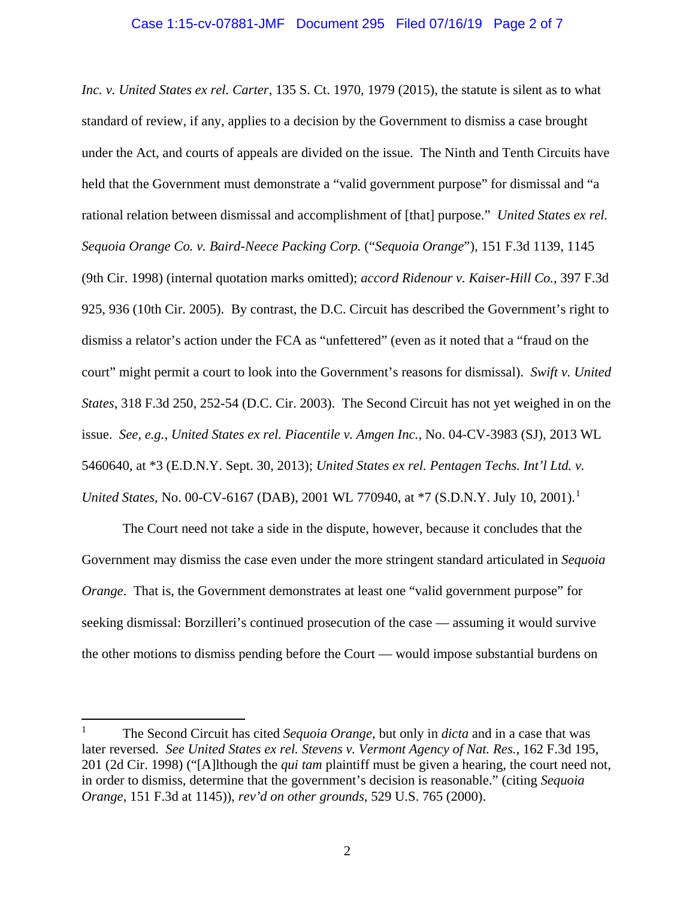*Inc. v. United States ex rel. Carter*, 135 S. Ct. 1970, 1979 (2015), the statute is silent as to what standard of review, if any, applies to a decision by the Government to dismiss a case brought under the Act, and courts of appeals are divided on the issue. The Ninth and Tenth Circuits have held that the Government must demonstrate a "valid government purpose" for dismissal and "a rational relation between dismissal and accomplishment of [that] purpose." *United States ex rel. Sequoia Orange Co. v. Baird-Neece Packing Corp.* ("*Sequoia Orange*"), 151 F.3d 1139, 1145 (9th Cir. 1998) (internal quotation marks omitted); *accord Ridenour v. Kaiser-Hill Co.*, 397 F.3d 925, 936 (10th Cir. 2005). By contrast, the D.C. Circuit has described the Government's right to dismiss a relator's action under the FCA as "unfettered" (even as it noted that a "fraud on the court" might permit a court to look into the Government's reasons for dismissal). *Swift v. United States*, 318 F.3d 250, 252-54 (D.C. Cir. 2003). The Second Circuit has not yet weighed in on the issue. *See, e.g.*, *United States ex rel. Piacentile v. Amgen Inc.*, No. 04-CV-3983 (SJ), 2013 WL 5460640, at *3 (E.D.N.Y. Sept. 30, 2013); *United States ex rel. Pentagen Techs. Int'l Ltd. v. United States*, No. 00-CV-6167 (DAB), 2001 WL 770940, at *7 (S.D.N.Y. July 10, 2001).[1]

The Court need not take a side in the dispute, however, because it concludes that the Government may dismiss the case even under the more stringent standard articulated in *Sequoia Orange*. That is, the Government demonstrates at least one "valid government purpose" for seeking dismissal: Borzilleri's continued prosecution of the case — assuming it would survive the other motions to dismiss pending before the Court — would impose substantial burdens on

---

[1] The Second Circuit has cited *Sequoia Orange*, but only in *dicta* and in a case that was later reversed. *See United States ex rel. Stevens v. Vermont Agency of Nat. Res.*, 162 F.3d 195, 201 (2d Cir. 1998) ("[A]lthough the *qui tam* plaintiff must be given a hearing, the court need not, in order to dismiss, determine that the government's decision is reasonable." (citing *Sequoia Orange*, 151 F.3d at 1145)), *rev'd on other grounds*, 529 U.S. 765 (2000).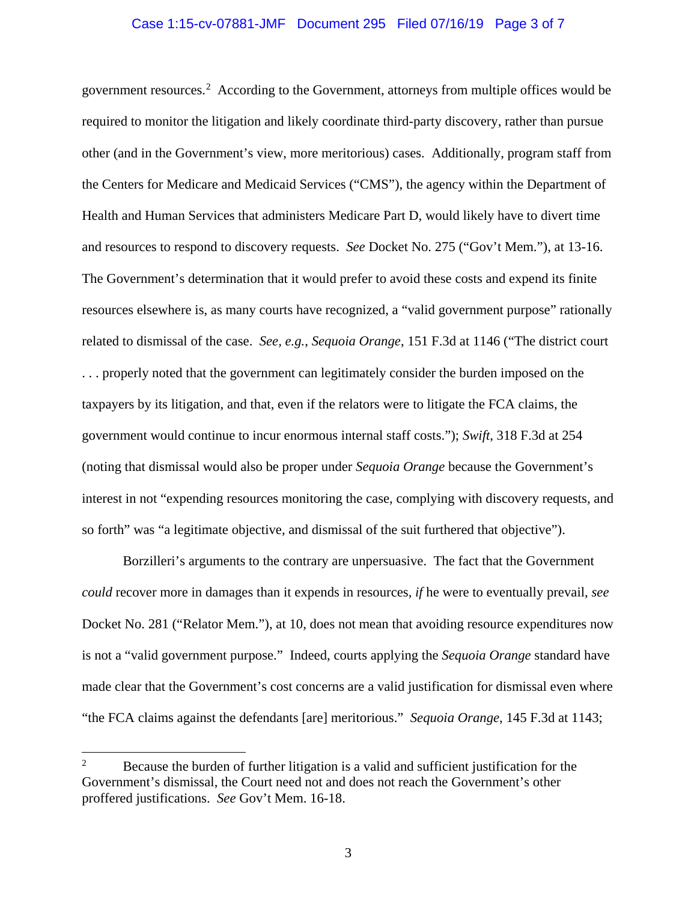government resources.[2] According to the Government, attorneys from multiple offices would be required to monitor the litigation and likely coordinate third-party discovery, rather than pursue other (and in the Government's view, more meritorious) cases. Additionally, program staff from the Centers for Medicare and Medicaid Services ("CMS"), the agency within the Department of Health and Human Services that administers Medicare Part D, would likely have to divert time and resources to respond to discovery requests. *See* Docket No. 275 ("Gov't Mem."), at 13-16. The Government's determination that it would prefer to avoid these costs and expend its finite resources elsewhere is, as many courts have recognized, a "valid government purpose" rationally related to dismissal of the case. *See, e.g.*, *Sequoia Orange*, 151 F.3d at 1146 ("The district court . . . properly noted that the government can legitimately consider the burden imposed on the taxpayers by its litigation, and that, even if the relators were to litigate the FCA claims, the government would continue to incur enormous internal staff costs."); *Swift*, 318 F.3d at 254 (noting that dismissal would also be proper under *Sequoia Orange* because the Government's interest in not "expending resources monitoring the case, complying with discovery requests, and so forth" was "a legitimate objective, and dismissal of the suit furthered that objective").

Borzilleri's arguments to the contrary are unpersuasive. The fact that the Government *could* recover more in damages than it expends in resources, *if* he were to eventually prevail, *see* Docket No. 281 ("Relator Mem."), at 10, does not mean that avoiding resource expenditures now is not a "valid government purpose." Indeed, courts applying the *Sequoia Orange* standard have made clear that the Government's cost concerns are a valid justification for dismissal even where "the FCA claims against the defendants [are] meritorious." *Sequoia Orange*, 145 F.3d at 1143;

---

[2] Because the burden of further litigation is a valid and sufficient justification for the Government's dismissal, the Court need not and does not reach the Government's other proffered justifications. *See* Gov't Mem. 16-18.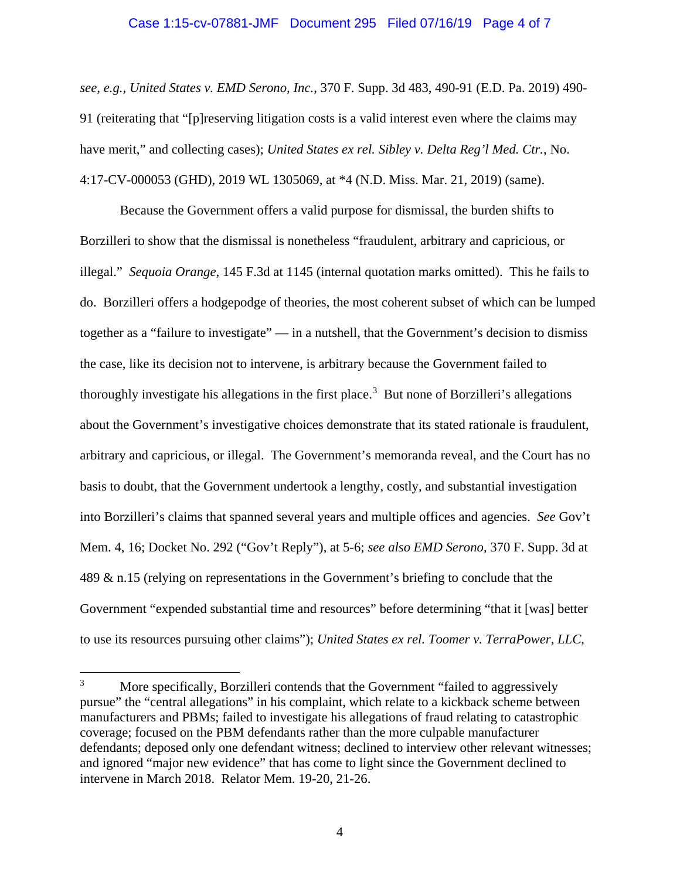*see, e.g.*, *United States v. EMD Serono, Inc.*, 370 F. Supp. 3d 483, 490-91 (E.D. Pa. 2019) 490-91 (reiterating that "[p]reserving litigation costs is a valid interest even where the claims may have merit," and collecting cases); *United States ex rel. Sibley v. Delta Reg'l Med. Ctr.*, No. 4:17-CV-000053 (GHD), 2019 WL 1305069, at *4 (N.D. Miss. Mar. 21, 2019) (same).

Because the Government offers a valid purpose for dismissal, the burden shifts to Borzilleri to show that the dismissal is nonetheless "fraudulent, arbitrary and capricious, or illegal." *Sequoia Orange*, 145 F.3d at 1145 (internal quotation marks omitted). This he fails to do. Borzilleri offers a hodgepodge of theories, the most coherent subset of which can be lumped together as a "failure to investigate" — in a nutshell, that the Government's decision to dismiss the case, like its decision not to intervene, is arbitrary because the Government failed to thoroughly investigate his allegations in the first place.[3] But none of Borzilleri's allegations about the Government's investigative choices demonstrate that its stated rationale is fraudulent, arbitrary and capricious, or illegal. The Government's memoranda reveal, and the Court has no basis to doubt, that the Government undertook a lengthy, costly, and substantial investigation into Borzilleri's claims that spanned several years and multiple offices and agencies. *See* Gov't Mem. 4, 16; Docket No. 292 ("Gov't Reply"), at 5-6; *see also EMD Serono*, 370 F. Supp. 3d at 489 & n.15 (relying on representations in the Government's briefing to conclude that the Government "expended substantial time and resources" before determining "that it [was] better to use its resources pursuing other claims"); *United States ex rel. Toomer v. TerraPower, LLC*,

---

[3] More specifically, Borzilleri contends that the Government "failed to aggressively pursue" the "central allegations" in his complaint, which relate to a kickback scheme between manufacturers and PBMs; failed to investigate his allegations of fraud relating to catastrophic coverage; focused on the PBM defendants rather than the more culpable manufacturer defendants; deposed only one defendant witness; declined to interview other relevant witnesses; and ignored "major new evidence" that has come to light since the Government declined to intervene in March 2018. Relator Mem. 19-20, 21-26.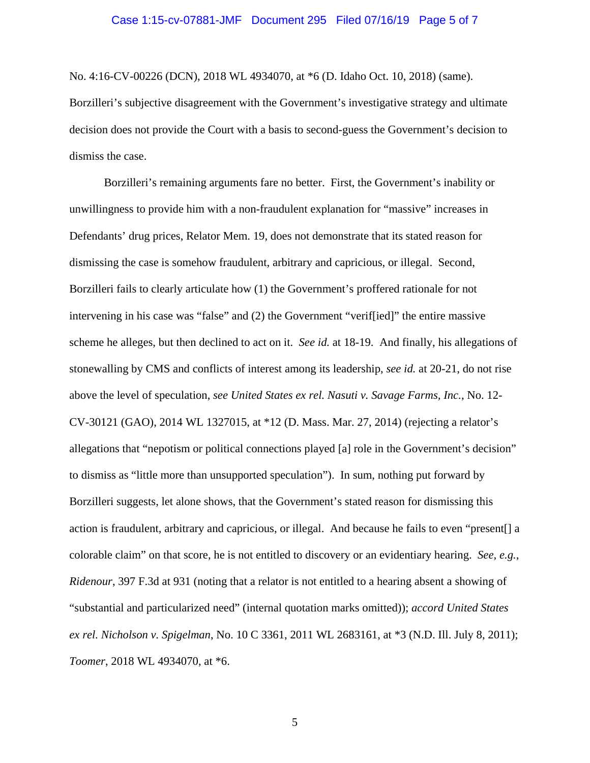No. 4:16-CV-00226 (DCN), 2018 WL 4934070, at *6 (D. Idaho Oct. 10, 2018) (same). Borzilleri's subjective disagreement with the Government's investigative strategy and ultimate decision does not provide the Court with a basis to second-guess the Government's decision to dismiss the case.

Borzilleri's remaining arguments fare no better. First, the Government's inability or unwillingness to provide him with a non-fraudulent explanation for "massive" increases in Defendants' drug prices, Relator Mem. 19, does not demonstrate that its stated reason for dismissing the case is somehow fraudulent, arbitrary and capricious, or illegal. Second, Borzilleri fails to clearly articulate how (1) the Government's proffered rationale for not intervening in his case was "false" and (2) the Government "verif[ied]" the entire massive scheme he alleges, but then declined to act on it. *See id.* at 18-19. And finally, his allegations of stonewalling by CMS and conflicts of interest among its leadership, *see id.* at 20-21, do not rise above the level of speculation, *see United States ex rel. Nasuti v. Savage Farms, Inc.*, No. 12-CV-30121 (GAO), 2014 WL 1327015, at *12 (D. Mass. Mar. 27, 2014) (rejecting a relator's allegations that "nepotism or political connections played [a] role in the Government's decision" to dismiss as "little more than unsupported speculation"). In sum, nothing put forward by Borzilleri suggests, let alone shows, that the Government's stated reason for dismissing this action is fraudulent, arbitrary and capricious, or illegal. And because he fails to even "present[] a colorable claim" on that score, he is not entitled to discovery or an evidentiary hearing. *See, e.g.*, *Ridenour*, 397 F.3d at 931 (noting that a relator is not entitled to a hearing absent a showing of "substantial and particularized need" (internal quotation marks omitted)); *accord United States ex rel. Nicholson v. Spigelman*, No. 10 C 3361, 2011 WL 2683161, at *3 (N.D. Ill. July 8, 2011); *Toomer*, 2018 WL 4934070, at *6.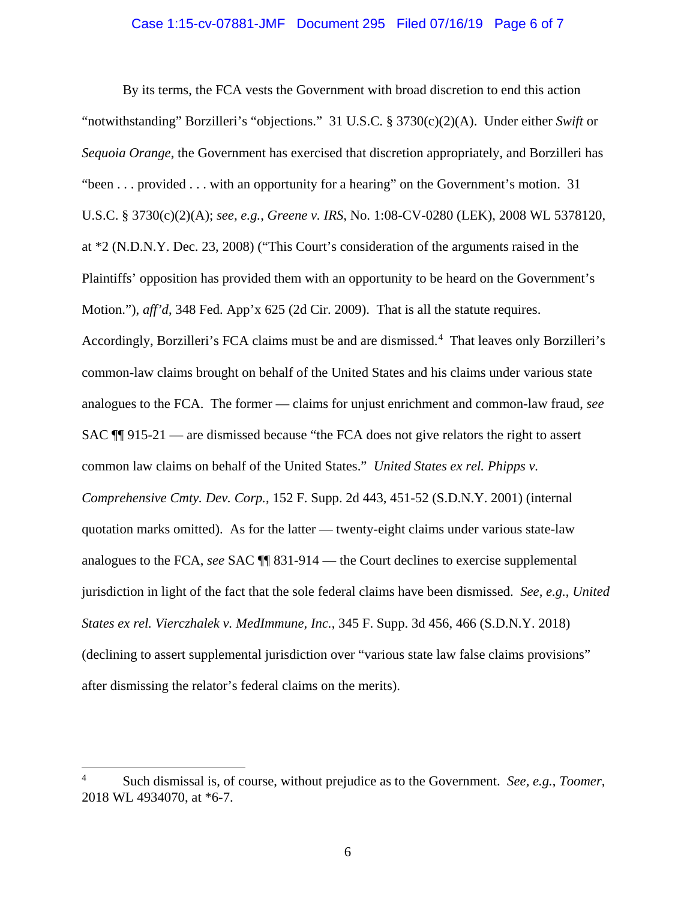By its terms, the FCA vests the Government with broad discretion to end this action "notwithstanding" Borzilleri's "objections." 31 U.S.C. § 3730(c)(2)(A). Under either *Swift* or *Sequoia Orange*, the Government has exercised that discretion appropriately, and Borzilleri has "been . . . provided . . . with an opportunity for a hearing" on the Government's motion. 31 U.S.C. § 3730(c)(2)(A); *see, e.g.*, *Greene v. IRS*, No. 1:08-CV-0280 (LEK), 2008 WL 5378120, at *2 (N.D.N.Y. Dec. 23, 2008) ("This Court's consideration of the arguments raised in the Plaintiffs' opposition has provided them with an opportunity to be heard on the Government's Motion."), *aff'd*, 348 Fed. App'x 625 (2d Cir. 2009). That is all the statute requires. Accordingly, Borzilleri's FCA claims must be and are dismissed.[4] That leaves only Borzilleri's common-law claims brought on behalf of the United States and his claims under various state analogues to the FCA. The former — claims for unjust enrichment and common-law fraud, *see* SAC ¶¶ 915-21 — are dismissed because "the FCA does not give relators the right to assert common law claims on behalf of the United States." *United States ex rel. Phipps v. Comprehensive Cmty. Dev. Corp.*, 152 F. Supp. 2d 443, 451-52 (S.D.N.Y. 2001) (internal quotation marks omitted). As for the latter — twenty-eight claims under various state-law analogues to the FCA, *see* SAC ¶¶ 831-914 — the Court declines to exercise supplemental jurisdiction in light of the fact that the sole federal claims have been dismissed. *See, e.g.*, *United States ex rel. Vierczhalek v. MedImmune, Inc.*, 345 F. Supp. 3d 456, 466 (S.D.N.Y. 2018) (declining to assert supplemental jurisdiction over "various state law false claims provisions" after dismissing the relator's federal claims on the merits).

---

[4] Such dismissal is, of course, without prejudice as to the Government. *See, e.g.*, *Toomer*, 2018 WL 4934070, at *6-7.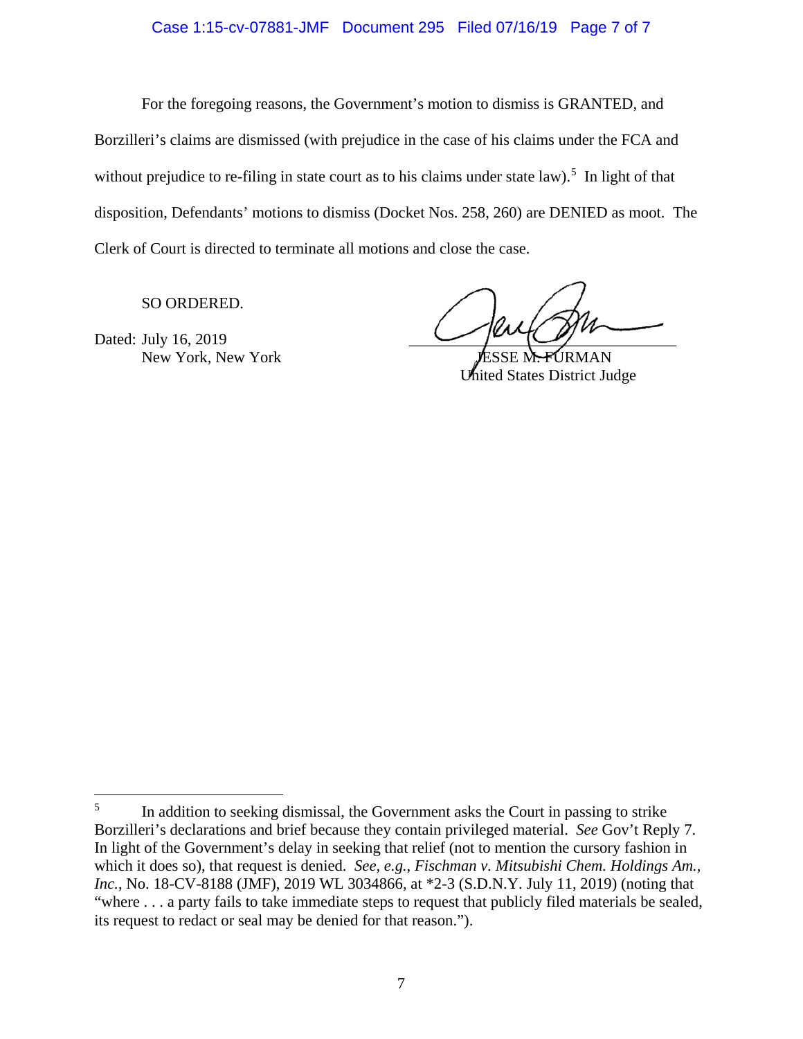For the foregoing reasons, the Government's motion to dismiss is GRANTED, and Borzilleri's claims are dismissed (with prejudice in the case of his claims under the FCA and without prejudice to re-filing in state court as to his claims under state law).[5] In light of that disposition, Defendants' motions to dismiss (Docket Nos. 258, 260) are DENIED as moot. The Clerk of Court is directed to terminate all motions and close the case.

SO ORDERED.

Dated: July 16, 2019
New York, New York

JESSE M. FURMAN
United States District Judge

---

[5] In addition to seeking dismissal, the Government asks the Court in passing to strike Borzilleri's declarations and brief because they contain privileged material. *See* Gov't Reply 7. In light of the Government's delay in seeking that relief (not to mention the cursory fashion in which it does so), that request is denied. *See, e.g.*, *Fischman v. Mitsubishi Chem. Holdings Am., Inc.*, No. 18-CV-8188 (JMF), 2019 WL 3034866, at *2-3 (S.D.N.Y. July 11, 2019) (noting that "where . . . a party fails to take immediate steps to request that publicly filed materials be sealed, its request to redact or seal may be denied for that reason.").